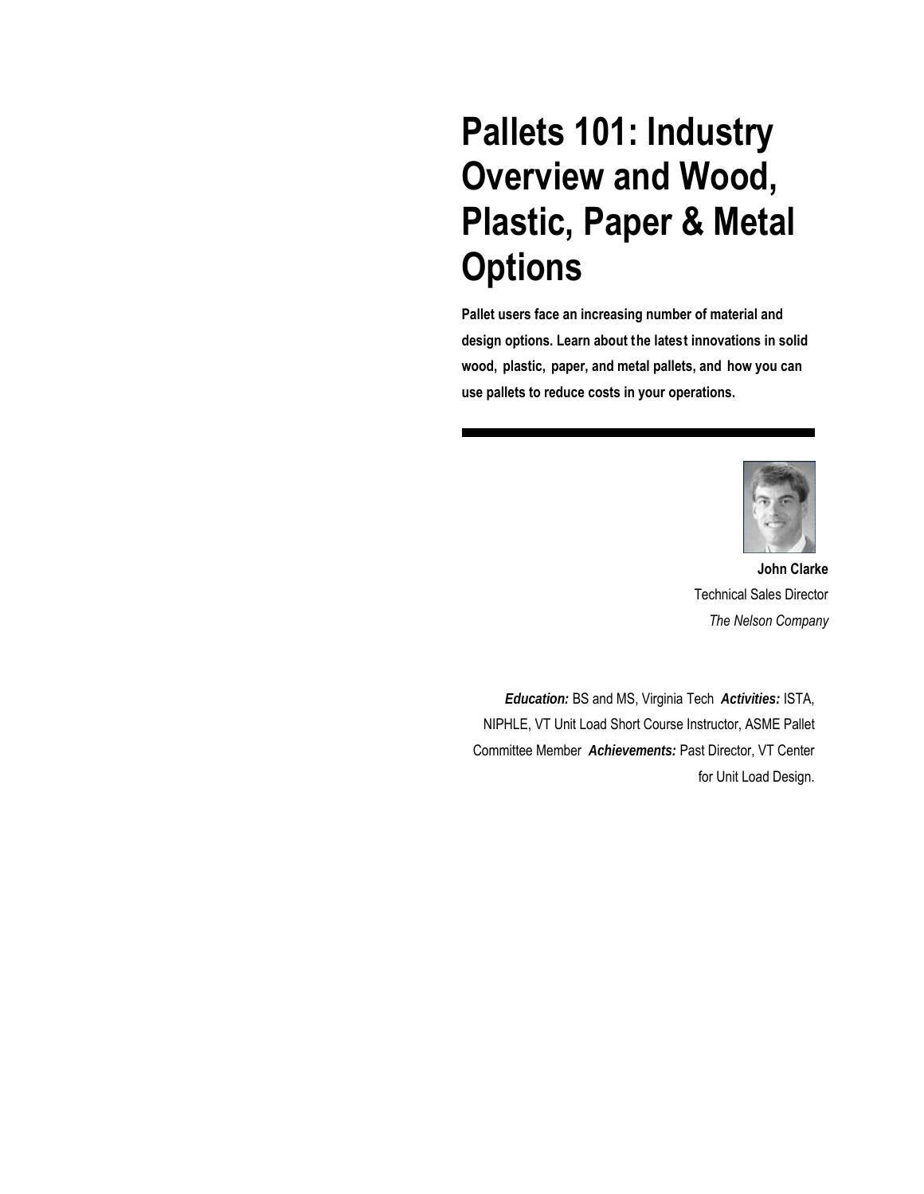# Pallets 101: Industry Overview and Wood, Plastic, Paper & Metal Options

**Pallet users face an increasing number of material and design options. Learn about the latest innovations in solid wood, plastic, paper, and metal pallets, and how you can use pallets to reduce costs in your operations.**

---

**John Clarke**
Technical Sales Director
*The Nelson Company*

***Education:*** BS and MS, Virginia Tech ***Activities:*** ISTA, NIPHLE, VT Unit Load Short Course Instructor, ASME Pallet Committee Member ***Achievements:*** Past Director, VT Center for Unit Load Design.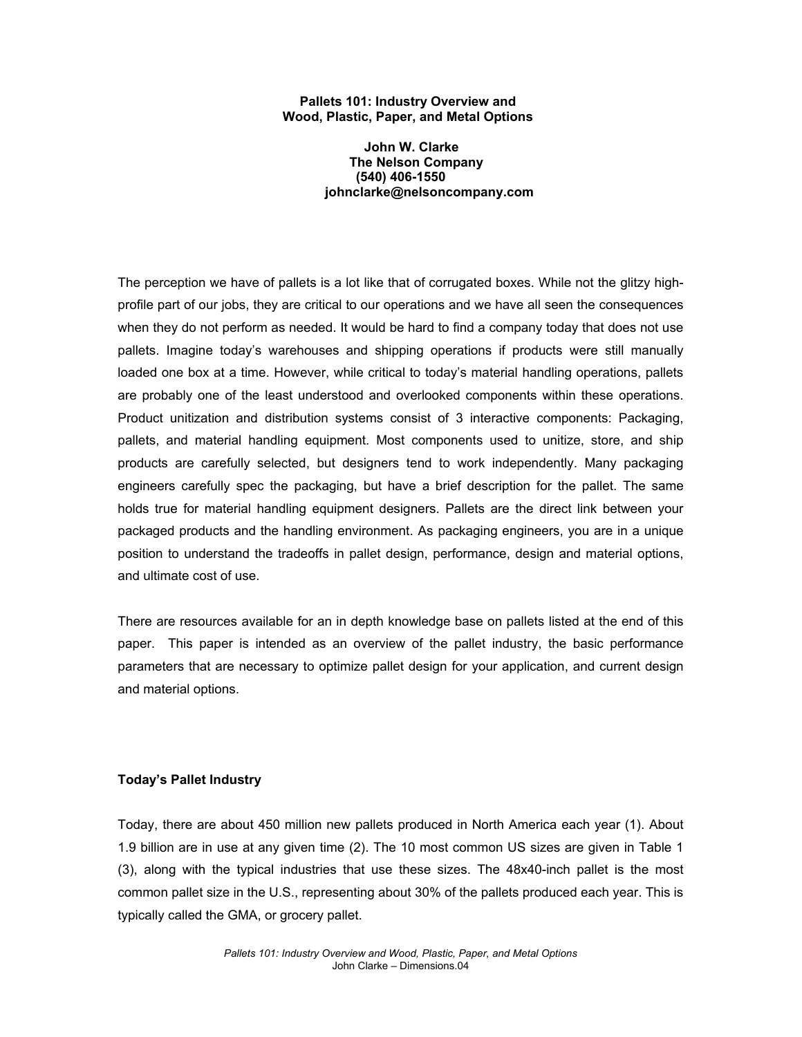**Pallets 101: Industry Overview and Wood, Plastic, Paper, and Metal Options**

**John W. Clarke**
**The Nelson Company**
**(540) 406-1550**
**johnclarke@nelsoncompany.com**

The perception we have of pallets is a lot like that of corrugated boxes. While not the glitzy high-profile part of our jobs, they are critical to our operations and we have all seen the consequences when they do not perform as needed. It would be hard to find a company today that does not use pallets. Imagine today's warehouses and shipping operations if products were still manually loaded one box at a time. However, while critical to today's material handling operations, pallets are probably one of the least understood and overlooked components within these operations. Product unitization and distribution systems consist of 3 interactive components: Packaging, pallets, and material handling equipment. Most components used to unitize, store, and ship products are carefully selected, but designers tend to work independently. Many packaging engineers carefully spec the packaging, but have a brief description for the pallet. The same holds true for material handling equipment designers. Pallets are the direct link between your packaged products and the handling environment. As packaging engineers, you are in a unique position to understand the tradeoffs in pallet design, performance, design and material options, and ultimate cost of use.

There are resources available for an in depth knowledge base on pallets listed at the end of this paper. This paper is intended as an overview of the pallet industry, the basic performance parameters that are necessary to optimize pallet design for your application, and current design and material options.

## Today's Pallet Industry

Today, there are about 450 million new pallets produced in North America each year (1). About 1.9 billion are in use at any given time (2). The 10 most common US sizes are given in Table 1 (3), along with the typical industries that use these sizes. The 48x40-inch pallet is the most common pallet size in the U.S., representing about 30% of the pallets produced each year. This is typically called the GMA, or grocery pallet.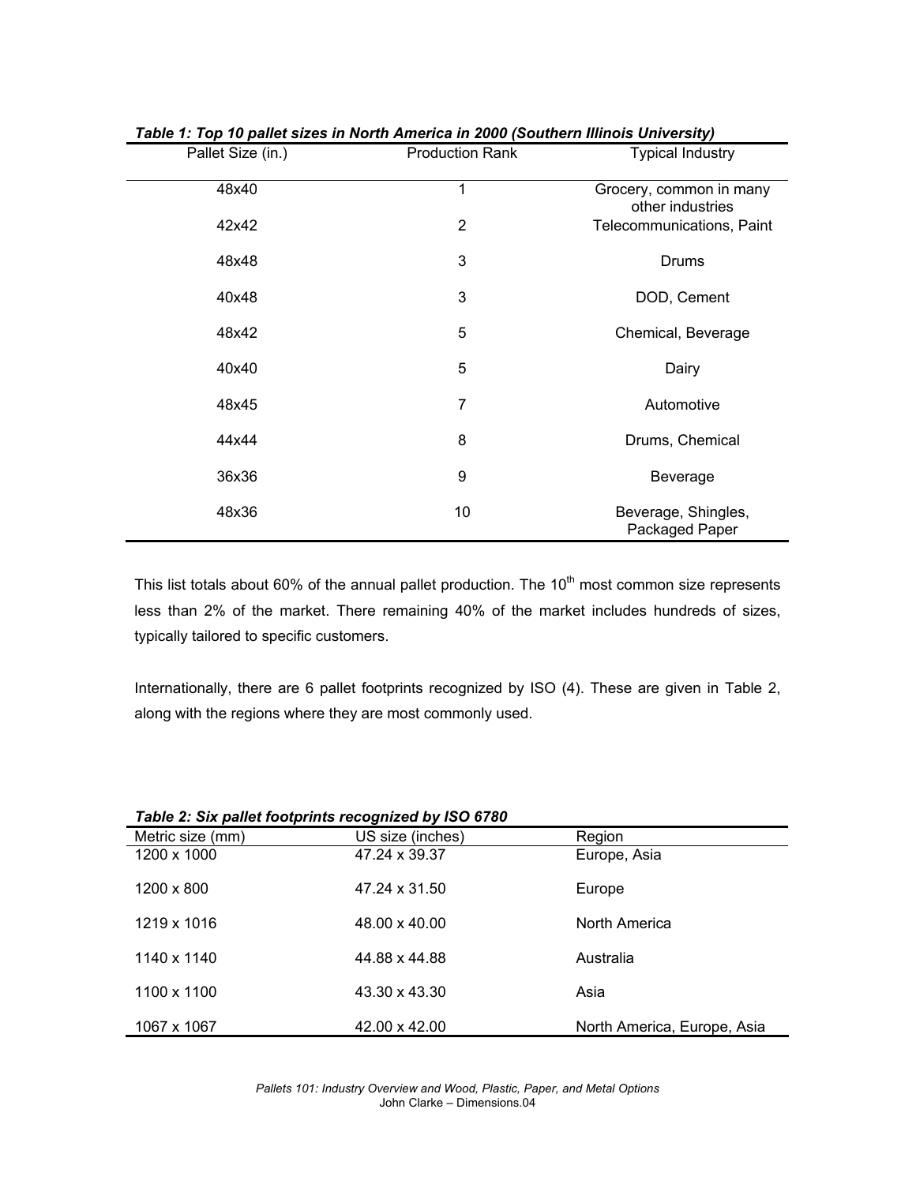*Table 1: Top 10 pallet sizes in North America in 2000 (Southern Illinois University)*

| Pallet Size (in.) | Production Rank | Typical Industry |
|---|---|---|
| 48x40 | 1 | Grocery, common in many other industries |
| 42x42 | 2 | Telecommunications, Paint |
| 48x48 | 3 | Drums |
| 40x48 | 3 | DOD, Cement |
| 48x42 | 5 | Chemical, Beverage |
| 40x40 | 5 | Dairy |
| 48x45 | 7 | Automotive |
| 44x44 | 8 | Drums, Chemical |
| 36x36 | 9 | Beverage |
| 48x36 | 10 | Beverage, Shingles, Packaged Paper |

This list totals about 60% of the annual pallet production. The 10th most common size represents less than 2% of the market. There remaining 40% of the market includes hundreds of sizes, typically tailored to specific customers.

Internationally, there are 6 pallet footprints recognized by ISO (4). These are given in Table 2, along with the regions where they are most commonly used.

*Table 2: Six pallet footprints recognized by ISO 6780*

| Metric size (mm) | US size (inches) | Region |
|---|---|---|
| 1200 x 1000 | 47.24 x 39.37 | Europe, Asia |
| 1200 x 800 | 47.24 x 31.50 | Europe |
| 1219 x 1016 | 48.00 x 40.00 | North America |
| 1140 x 1140 | 44.88 x 44.88 | Australia |
| 1100 x 1100 | 43.30 x 43.30 | Asia |
| 1067 x 1067 | 42.00 x 42.00 | North America, Europe, Asia |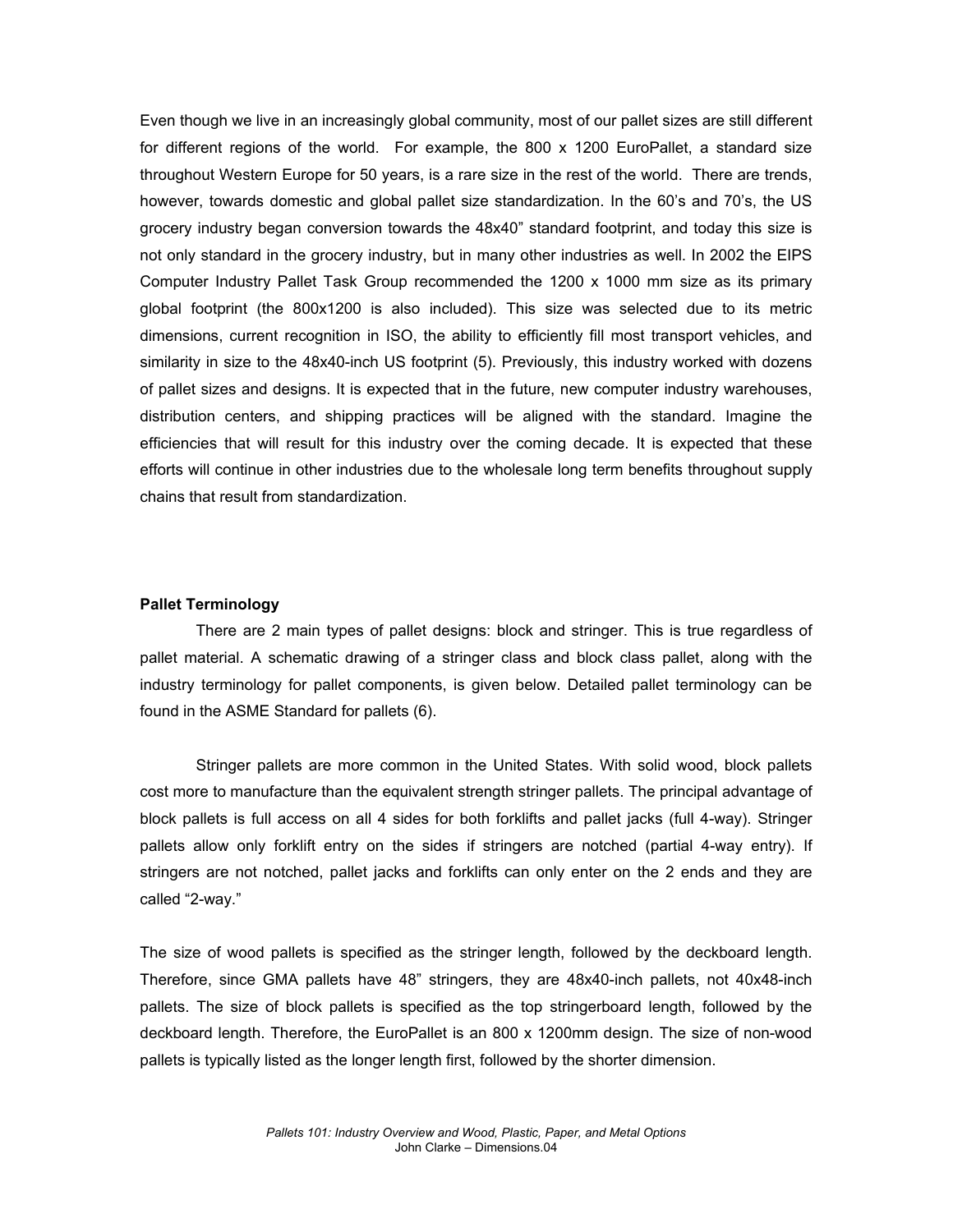Even though we live in an increasingly global community, most of our pallet sizes are still different for different regions of the world. For example, the 800 x 1200 EuroPallet, a standard size throughout Western Europe for 50 years, is a rare size in the rest of the world. There are trends, however, towards domestic and global pallet size standardization. In the 60's and 70's, the US grocery industry began conversion towards the 48x40" standard footprint, and today this size is not only standard in the grocery industry, but in many other industries as well. In 2002 the EIPS Computer Industry Pallet Task Group recommended the 1200 x 1000 mm size as its primary global footprint (the 800x1200 is also included). This size was selected due to its metric dimensions, current recognition in ISO, the ability to efficiently fill most transport vehicles, and similarity in size to the 48x40-inch US footprint (5). Previously, this industry worked with dozens of pallet sizes and designs. It is expected that in the future, new computer industry warehouses, distribution centers, and shipping practices will be aligned with the standard. Imagine the efficiencies that will result for this industry over the coming decade. It is expected that these efforts will continue in other industries due to the wholesale long term benefits throughout supply chains that result from standardization.

**Pallet Terminology**

There are 2 main types of pallet designs: block and stringer. This is true regardless of pallet material. A schematic drawing of a stringer class and block class pallet, along with the industry terminology for pallet components, is given below. Detailed pallet terminology can be found in the ASME Standard for pallets (6).

Stringer pallets are more common in the United States. With solid wood, block pallets cost more to manufacture than the equivalent strength stringer pallets. The principal advantage of block pallets is full access on all 4 sides for both forklifts and pallet jacks (full 4-way). Stringer pallets allow only forklift entry on the sides if stringers are notched (partial 4-way entry). If stringers are not notched, pallet jacks and forklifts can only enter on the 2 ends and they are called "2-way."

The size of wood pallets is specified as the stringer length, followed by the deckboard length. Therefore, since GMA pallets have 48" stringers, they are 48x40-inch pallets, not 40x48-inch pallets. The size of block pallets is specified as the top stringerboard length, followed by the deckboard length. Therefore, the EuroPallet is an 800 x 1200mm design. The size of non-wood pallets is typically listed as the longer length first, followed by the shorter dimension.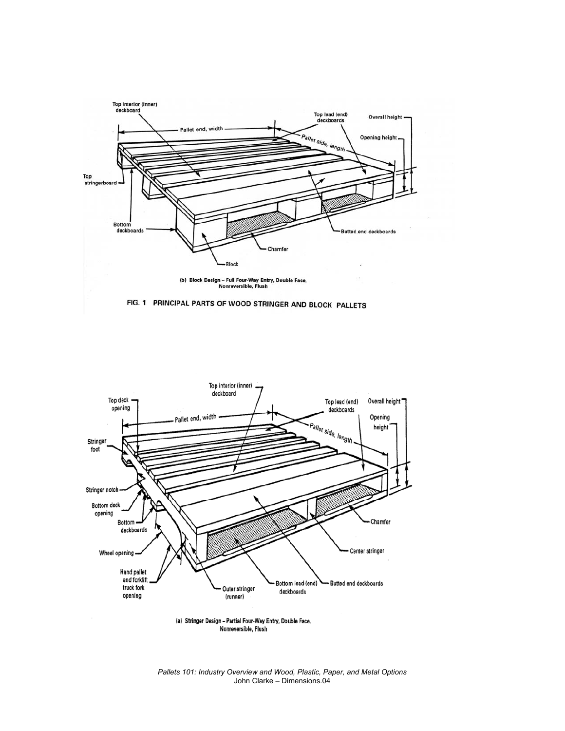Top interior (inner) deckboard

Pallet end, width

Top lead (end) deckboards

Overall height

Opening height

Pallet side, length

Top stringerboard

Bottom deckboards

Butted end deckboards

Chamfer

Block

(b) Block Design – Full Four-Way Entry, Double Face, Nonreversible, Flush

FIG. 1 PRINCIPAL PARTS OF WOOD STRINGER AND BLOCK PALLETS

Top interior (inner) deckboard

Top deck opening

Pallet end, width

Top lead (end) deckboards

Overall height

Opening height

Pallet side, length

Stringer foot

Stringer notch

Bottom deck opening

Bottom deckboards

Chamfer

Center stringer

Wheel opening

Hand pallet and forklift truck fork opening

Outer stringer (runner)

Bottom lead (end) deckboards

Butted end deckboards

(a) Stringer Design – Partial Four-Way Entry, Double Face, Nonreversible, Flush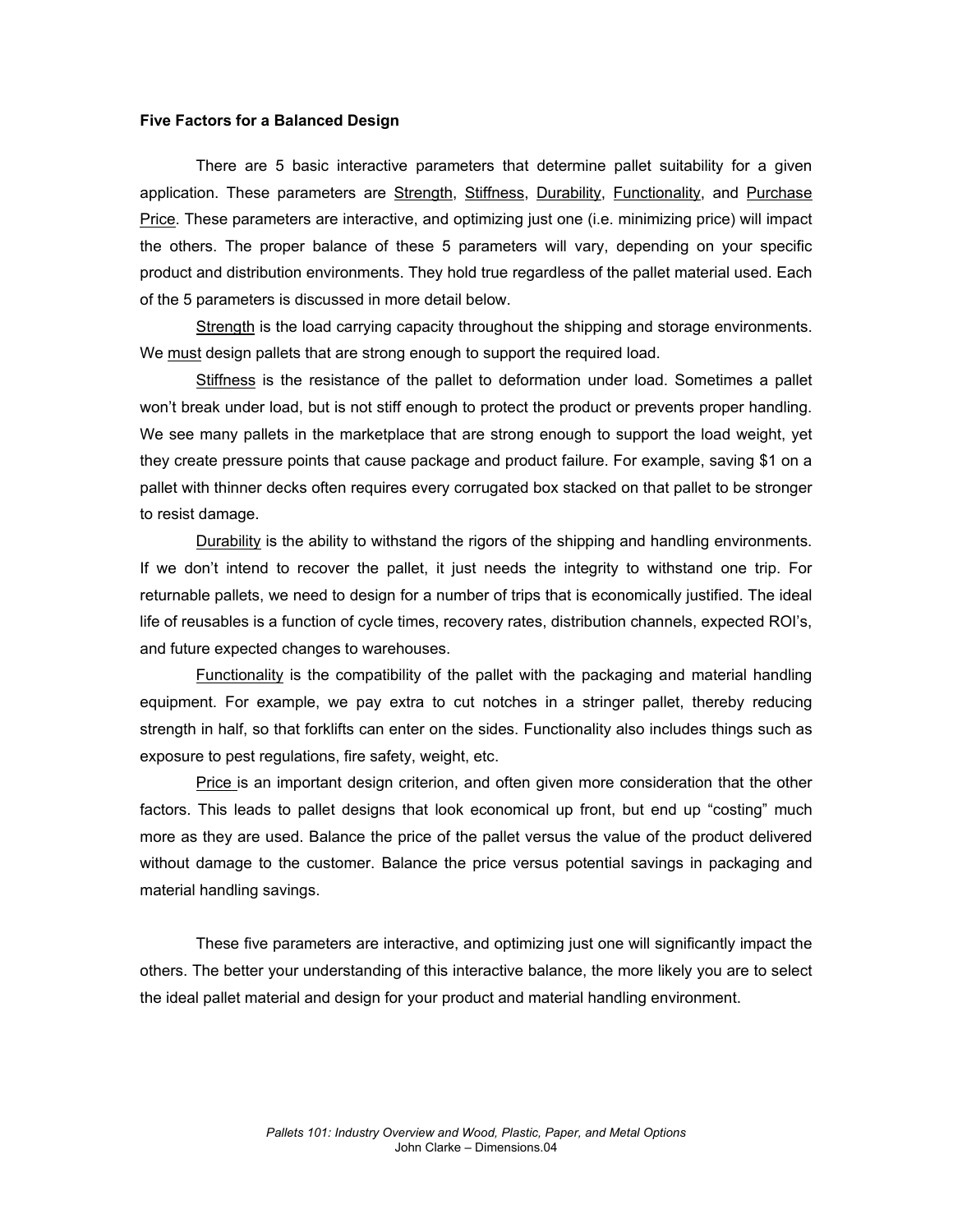**Five Factors for a Balanced Design**

There are 5 basic interactive parameters that determine pallet suitability for a given application. These parameters are Strength, Stiffness, Durability, Functionality, and Purchase Price. These parameters are interactive, and optimizing just one (i.e. minimizing price) will impact the others. The proper balance of these 5 parameters will vary, depending on your specific product and distribution environments. They hold true regardless of the pallet material used. Each of the 5 parameters is discussed in more detail below.

Strength is the load carrying capacity throughout the shipping and storage environments. We must design pallets that are strong enough to support the required load.

Stiffness is the resistance of the pallet to deformation under load. Sometimes a pallet won't break under load, but is not stiff enough to protect the product or prevents proper handling. We see many pallets in the marketplace that are strong enough to support the load weight, yet they create pressure points that cause package and product failure. For example, saving $1 on a pallet with thinner decks often requires every corrugated box stacked on that pallet to be stronger to resist damage.

Durability is the ability to withstand the rigors of the shipping and handling environments. If we don't intend to recover the pallet, it just needs the integrity to withstand one trip. For returnable pallets, we need to design for a number of trips that is economically justified. The ideal life of reusables is a function of cycle times, recovery rates, distribution channels, expected ROI's, and future expected changes to warehouses.

Functionality is the compatibility of the pallet with the packaging and material handling equipment. For example, we pay extra to cut notches in a stringer pallet, thereby reducing strength in half, so that forklifts can enter on the sides. Functionality also includes things such as exposure to pest regulations, fire safety, weight, etc.

Price is an important design criterion, and often given more consideration that the other factors. This leads to pallet designs that look economical up front, but end up "costing" much more as they are used. Balance the price of the pallet versus the value of the product delivered without damage to the customer. Balance the price versus potential savings in packaging and material handling savings.

These five parameters are interactive, and optimizing just one will significantly impact the others. The better your understanding of this interactive balance, the more likely you are to select the ideal pallet material and design for your product and material handling environment.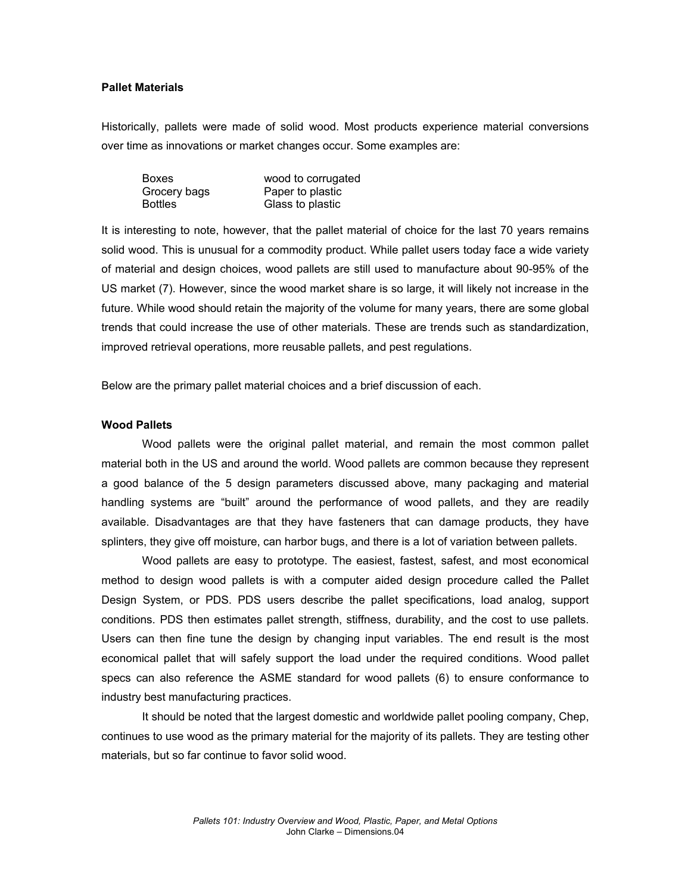**Pallet Materials**

Historically, pallets were made of solid wood. Most products experience material conversions over time as innovations or market changes occur. Some examples are:

| | |
|---|---|
| Boxes | wood to corrugated |
| Grocery bags | Paper to plastic |
| Bottles | Glass to plastic |

It is interesting to note, however, that the pallet material of choice for the last 70 years remains solid wood. This is unusual for a commodity product. While pallet users today face a wide variety of material and design choices, wood pallets are still used to manufacture about 90-95% of the US market (7). However, since the wood market share is so large, it will likely not increase in the future. While wood should retain the majority of the volume for many years, there are some global trends that could increase the use of other materials. These are trends such as standardization, improved retrieval operations, more reusable pallets, and pest regulations.

Below are the primary pallet material choices and a brief discussion of each.

**Wood Pallets**

Wood pallets were the original pallet material, and remain the most common pallet material both in the US and around the world. Wood pallets are common because they represent a good balance of the 5 design parameters discussed above, many packaging and material handling systems are "built" around the performance of wood pallets, and they are readily available. Disadvantages are that they have fasteners that can damage products, they have splinters, they give off moisture, can harbor bugs, and there is a lot of variation between pallets.

Wood pallets are easy to prototype. The easiest, fastest, safest, and most economical method to design wood pallets is with a computer aided design procedure called the Pallet Design System, or PDS. PDS users describe the pallet specifications, load analog, support conditions. PDS then estimates pallet strength, stiffness, durability, and the cost to use pallets. Users can then fine tune the design by changing input variables. The end result is the most economical pallet that will safely support the load under the required conditions. Wood pallet specs can also reference the ASME standard for wood pallets (6) to ensure conformance to industry best manufacturing practices.

It should be noted that the largest domestic and worldwide pallet pooling company, Chep, continues to use wood as the primary material for the majority of its pallets. They are testing other materials, but so far continue to favor solid wood.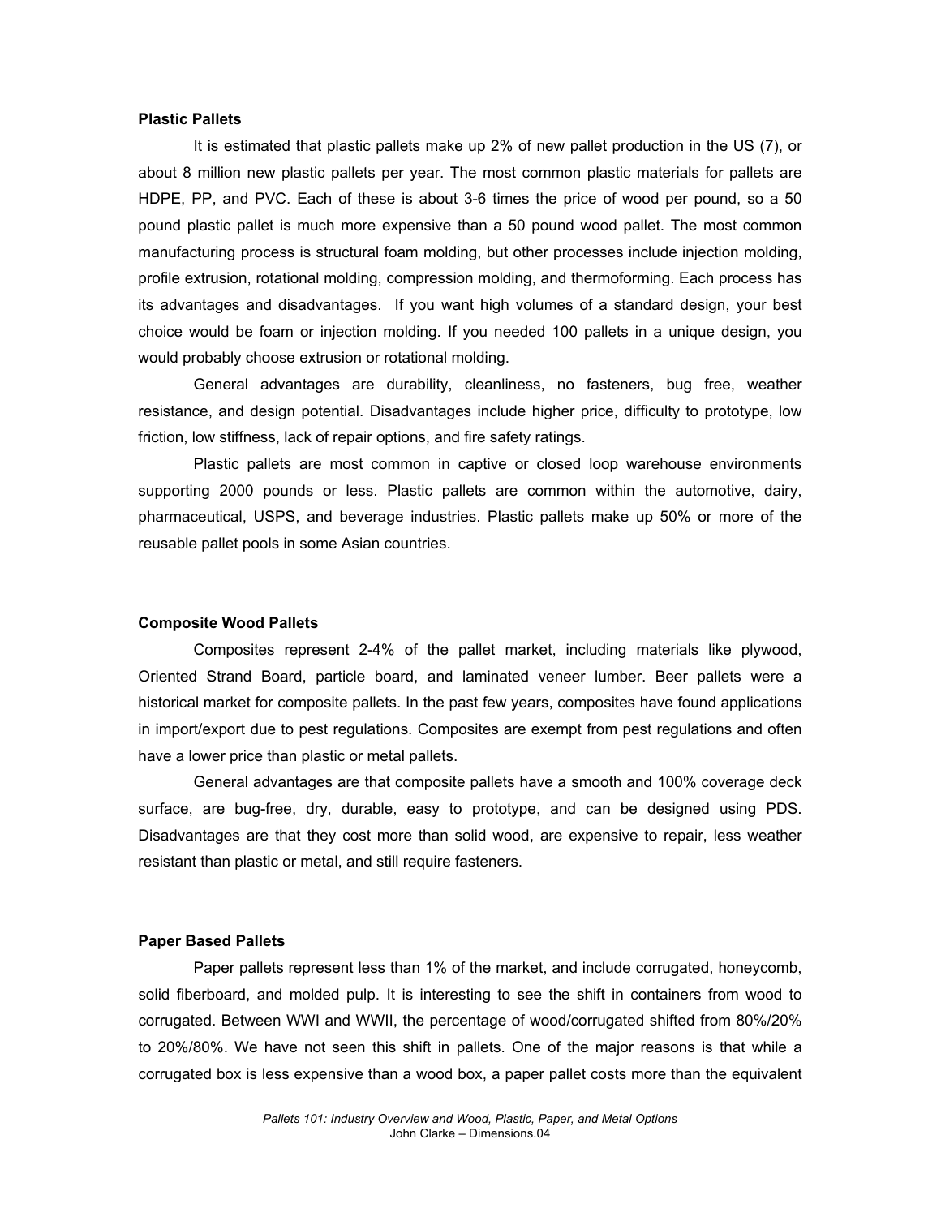**Plastic Pallets**

It is estimated that plastic pallets make up 2% of new pallet production in the US (7), or about 8 million new plastic pallets per year. The most common plastic materials for pallets are HDPE, PP, and PVC. Each of these is about 3-6 times the price of wood per pound, so a 50 pound plastic pallet is much more expensive than a 50 pound wood pallet. The most common manufacturing process is structural foam molding, but other processes include injection molding, profile extrusion, rotational molding, compression molding, and thermoforming. Each process has its advantages and disadvantages. If you want high volumes of a standard design, your best choice would be foam or injection molding. If you needed 100 pallets in a unique design, you would probably choose extrusion or rotational molding.

General advantages are durability, cleanliness, no fasteners, bug free, weather resistance, and design potential. Disadvantages include higher price, difficulty to prototype, low friction, low stiffness, lack of repair options, and fire safety ratings.

Plastic pallets are most common in captive or closed loop warehouse environments supporting 2000 pounds or less. Plastic pallets are common within the automotive, dairy, pharmaceutical, USPS, and beverage industries. Plastic pallets make up 50% or more of the reusable pallet pools in some Asian countries.

**Composite Wood Pallets**

Composites represent 2-4% of the pallet market, including materials like plywood, Oriented Strand Board, particle board, and laminated veneer lumber. Beer pallets were a historical market for composite pallets. In the past few years, composites have found applications in import/export due to pest regulations. Composites are exempt from pest regulations and often have a lower price than plastic or metal pallets.

General advantages are that composite pallets have a smooth and 100% coverage deck surface, are bug-free, dry, durable, easy to prototype, and can be designed using PDS. Disadvantages are that they cost more than solid wood, are expensive to repair, less weather resistant than plastic or metal, and still require fasteners.

**Paper Based Pallets**

Paper pallets represent less than 1% of the market, and include corrugated, honeycomb, solid fiberboard, and molded pulp. It is interesting to see the shift in containers from wood to corrugated. Between WWI and WWII, the percentage of wood/corrugated shifted from 80%/20% to 20%/80%. We have not seen this shift in pallets. One of the major reasons is that while a corrugated box is less expensive than a wood box, a paper pallet costs more than the equivalent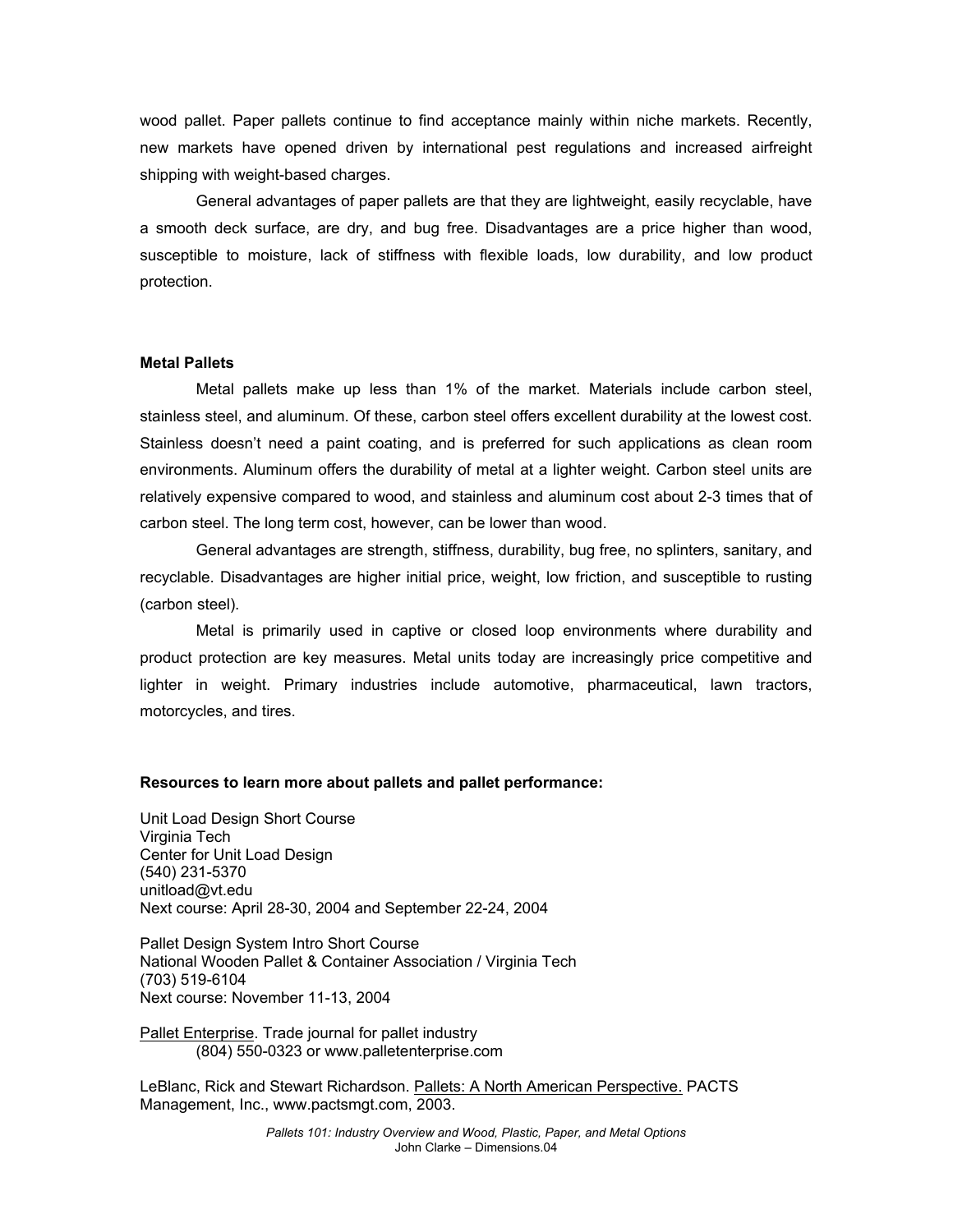wood pallet. Paper pallets continue to find acceptance mainly within niche markets. Recently, new markets have opened driven by international pest regulations and increased airfreight shipping with weight-based charges.

General advantages of paper pallets are that they are lightweight, easily recyclable, have a smooth deck surface, are dry, and bug free. Disadvantages are a price higher than wood, susceptible to moisture, lack of stiffness with flexible loads, low durability, and low product protection.

**Metal Pallets**

Metal pallets make up less than 1% of the market. Materials include carbon steel, stainless steel, and aluminum. Of these, carbon steel offers excellent durability at the lowest cost. Stainless doesn't need a paint coating, and is preferred for such applications as clean room environments. Aluminum offers the durability of metal at a lighter weight. Carbon steel units are relatively expensive compared to wood, and stainless and aluminum cost about 2-3 times that of carbon steel. The long term cost, however, can be lower than wood.

General advantages are strength, stiffness, durability, bug free, no splinters, sanitary, and recyclable. Disadvantages are higher initial price, weight, low friction, and susceptible to rusting (carbon steel).

Metal is primarily used in captive or closed loop environments where durability and product protection are key measures. Metal units today are increasingly price competitive and lighter in weight. Primary industries include automotive, pharmaceutical, lawn tractors, motorcycles, and tires.

**Resources to learn more about pallets and pallet performance:**

Unit Load Design Short Course
Virginia Tech
Center for Unit Load Design
(540) 231-5370
unitload@vt.edu
Next course: April 28-30, 2004 and September 22-24, 2004

Pallet Design System Intro Short Course
National Wooden Pallet & Container Association / Virginia Tech
(703) 519-6104
Next course: November 11-13, 2004

Pallet Enterprise. Trade journal for pallet industry
(804) 550-0323 or www.palletenterprise.com

LeBlanc, Rick and Stewart Richardson. Pallets: A North American Perspective. PACTS Management, Inc., www.pactsmgt.com, 2003.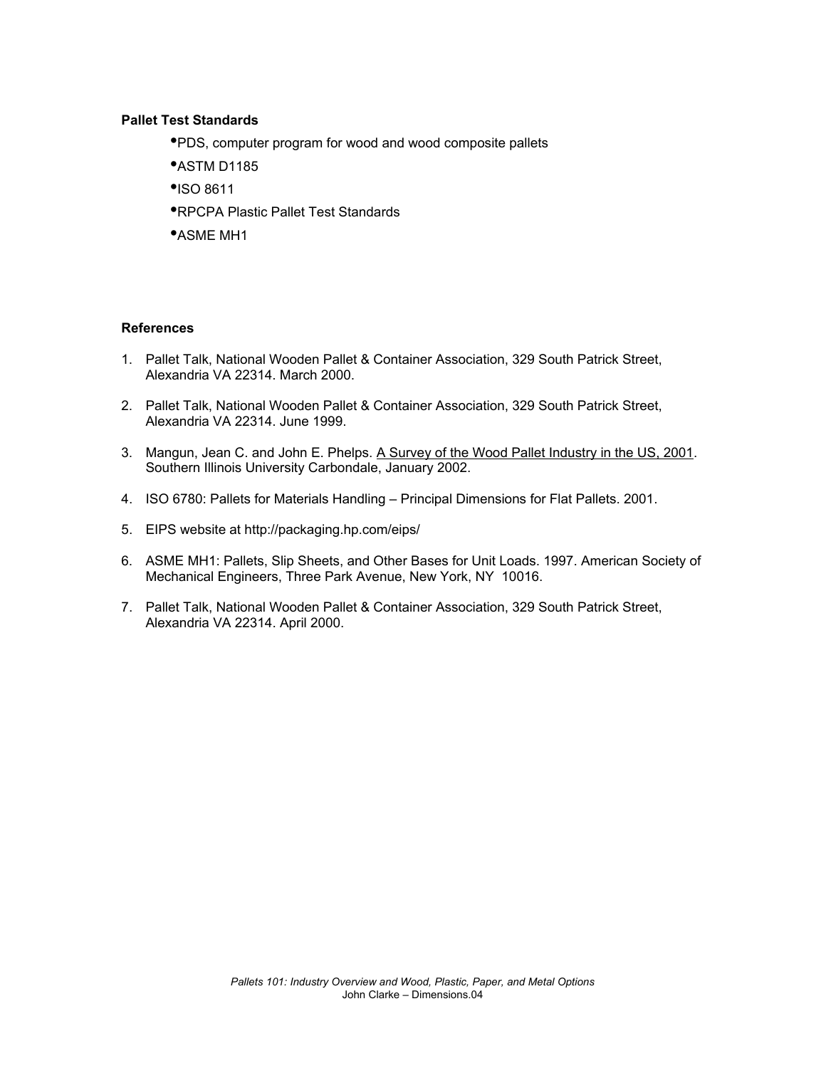**Pallet Test Standards**

- PDS, computer program for wood and wood composite pallets
- ASTM D1185
- ISO 8611
- RPCPA Plastic Pallet Test Standards
- ASME MH1

**References**

1. Pallet Talk, National Wooden Pallet & Container Association, 329 South Patrick Street, Alexandria VA 22314. March 2000.
2. Pallet Talk, National Wooden Pallet & Container Association, 329 South Patrick Street, Alexandria VA 22314. June 1999.
3. Mangun, Jean C. and John E. Phelps. A Survey of the Wood Pallet Industry in the US, 2001. Southern Illinois University Carbondale, January 2002.
4. ISO 6780: Pallets for Materials Handling – Principal Dimensions for Flat Pallets. 2001.
5. EIPS website at http://packaging.hp.com/eips/
6. ASME MH1: Pallets, Slip Sheets, and Other Bases for Unit Loads. 1997. American Society of Mechanical Engineers, Three Park Avenue, New York, NY 10016.
7. Pallet Talk, National Wooden Pallet & Container Association, 329 South Patrick Street, Alexandria VA 22314. April 2000.